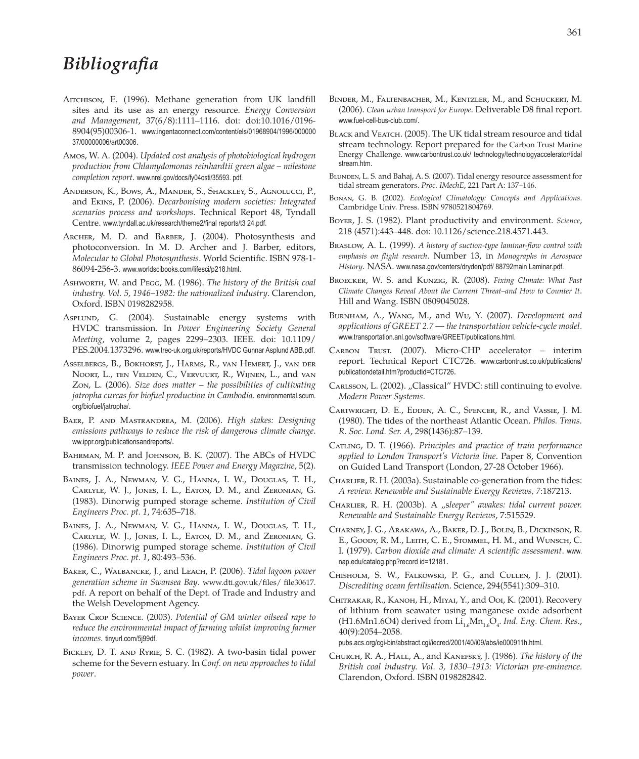# Bibliografia

Aitchison, E. (1996). Methane generation from UK landfill sites and its use as an energy resource. *Energy Conversion and Management*, 37(6/8):1111–1116. doi: doi:10.1016/0196-8904(95)00306-1. www.ingentaconnect.com/content/els/01968904/1996/00000037/00000006/art00306.

Amos, W. A. (2004). *Updated cost analysis of photobiological hydrogen production from Chlamydomonas reinhardtii green algae – milestone completion report*. www.nrel.gov/docs/fy04osti/35593. pdf.

Anderson, K., Bows, A., Mander, S., Shackley, S., Agnolucci, P., and Ekins, P. (2006). *Decarbonising modern societies: Integrated scenarios process and workshops*. Technical Report 48, Tyndall Centre. www.tyndall.ac.uk/research/theme2/final reports/t3 24.pdf.

Archer, M. D. and Barber, J. (2004). Photosynthesis and photoconversion. In M. D. Archer and J. Barber, editors, *Molecular to Global Photosynthesis*. World Scientific. ISBN 978-1-86094-256-3. www.worldscibooks.com/lifesci/p218.html.

Ashworth, W. and Pegg, M. (1986). *The history of the British coal industry. Vol. 5, 1946–1982: the nationalized industry*. Clarendon, Oxford. ISBN 0198282958.

Asplund, G. (2004). Sustainable energy systems with HVDC transmission. In *Power Engineering Society General Meeting*, volume 2, pages 2299–2303. IEEE. doi: 10.1109/PES.2004.1373296. www.trec-uk.org.uk/reports/HVDC Gunnar Asplund ABB.pdf.

Asselbergs, B., Bokhorst, J., Harms, R., van Hemert, J., van der Noort, L., ten Velden, C., Vervuurt, R., Wijnen, L., and van Zon, L. (2006). *Size does matter – the possibilities of cultivating jatropha curcas for biofuel production in Cambodia*. environmental.scum.org/biofuel/jatropha/.

Baer, P. and Mastrandrea, M. (2006). *High stakes: Designing emissions pathways to reduce the risk of dangerous climate change*. ww.ippr.org/publicationsandreports/.

Bahrman, M. P. and Johnson, B. K. (2007). The ABCs of HVDC transmission technology. *IEEE Power and Energy Magazine*, 5(2).

Baines, J. A., Newman, V. G., Hanna, I. W., Douglas, T. H., Carlyle, W. J., Jones, I. L., Eaton, D. M., and Zeronian, G. (1983). Dinorwig pumped storage scheme. *Institution of Civil Engineers Proc. pt. 1*, 74:635–718.

Baines, J. A., Newman, V. G., Hanna, I. W., Douglas, T. H., Carlyle, W. J., Jones, I. L., Eaton, D. M., and Zeronian, G. (1986). Dinorwig pumped storage scheme. *Institution of Civil Engineers Proc. pt. 1*, 80:493–536.

Baker, C., Walbancke, J., and Leach, P. (2006). *Tidal lagoon power generation scheme in Swansea Bay*. www.dti.gov.uk/files/ file30617. pdf. A report on behalf of the Dept. of Trade and Industry and the Welsh Development Agency.

Bayer Crop Science. (2003). *Potential of GM winter oilseed rape to reduce the environmental impact of farming whilst improving farmer incomes*. tinyurl.com/5j99df.

Bickley, D. T. and Ryrie, S. C. (1982). A two-basin tidal power scheme for the Severn estuary. In *Conf. on new approaches to tidal power*.

Binder, M., Faltenbacher, M., Kentzler, M., and Schuckert, M. (2006). *Clean urban transport for Europe*. Deliverable D8 final report. www.fuel-cell-bus-club.com/.

Black and Veatch. (2005). The UK tidal stream resource and tidal stream technology. Report prepared for the Carbon Trust Marine Energy Challenge. www.carbontrust.co.uk/ technology/technologyaccelerator/tidal stream.htm.

Blunden, L. S. and Bahaj, A. S. (2007). Tidal energy resource assessment for tidal stream generators. *Proc. IMechE*, 221 Part A: 137–146.

Bonan, G. B. (2002). *Ecological Climatology: Concepts and Applications*. Cambridge Univ. Press. ISBN 9780521804769.

Boyer, J. S. (1982). Plant productivity and environment. *Science*, 218 (4571):443–448. doi: 10.1126/science.218.4571.443.

Braslow, A. L. (1999). *A history of suction-type laminar-flow control with emphasis on flight research*. Number 13, in *Monographs in Aerospace History*. NASA. www.nasa.gov/centers/dryden/pdf/ 88792main Laminar.pdf.

Broecker, W. S. and Kunzig, R. (2008). *Fixing Climate: What Past Climate Changes Reveal About the Current Threat–and How to Counter It*. Hill and Wang. ISBN 0809045028.

Burnham, A., Wang, M., and Wu, Y. (2007). *Development and applications of GREET 2.7 — the transportation vehicle-cycle model*. www.transportation.anl.gov/software/GREET/publications.html.

Carbon Trust. (2007). Micro-CHP accelerator – interim report. Technical Report CTC726. www.carbontrust.co.uk/publications/publicationdetail.htm?productid=CTC726.

Carlsson, L. (2002). „Classical" HVDC: still continuing to evolve. *Modern Power Systems*.

Cartwright, D. E., Edden, A. C., Spencer, R., and Vassie, J. M. (1980). The tides of the northeast Atlantic Ocean. *Philos. Trans. R. Soc. Lond. Ser. A*, 298(1436):87–139.

Catling, D. T. (1966). *Principles and practice of train performance applied to London Transport's Victoria line*. Paper 8, Convention on Guided Land Transport (London, 27-28 October 1966).

Charlier, R. H. (2003a). Sustainable co-generation from the tides: *A review. Renewable and Sustainable Energy Reviews, 7*:187213.

Charlier, R. H. (2003b). A *„sleeper" awakes: tidal current power. Renewable and Sustainable Energy Reviews*, 7:515529.

Charney, J. G., Arakawa, A., Baker, D. J., Bolin, B., Dickinson, R. E., Goody, R. M., Leith, C. E., Stommel, H. M., and Wunsch, C. I. (1979). *Carbon dioxide and climate: A scientific assessment*. www.nap.edu/catalog.php?record id=12181.

Chisholm, S. W., Falkowski, P. G., and Cullen, J. J. (2001). *Discrediting ocean fertilisatio*n. Science, 294(5541):309–310.

Chitrakar, R., Kanoh, H., Miyai, Y., and Ooi, K. (2001). Recovery of lithium from seawater using manganese oxide adsorbent (H1.6Mn1.6O4) derived from $Li_{1.6}Mn_{1.6}O_4$. *Ind. Eng. Chem. Res.*, 40(9):2054–2058. pubs.acs.org/cgi-bin/abstract.cgi/iecred/2001/40/i09/abs/ie000911h.html.

Church, R. A., Hall, A., and Kanefsky, J. (1986). *The history of the British coal industry. Vol. 3, 1830–1913: Victorian pre-eminence*. Clarendon, Oxford. ISBN 0198282842.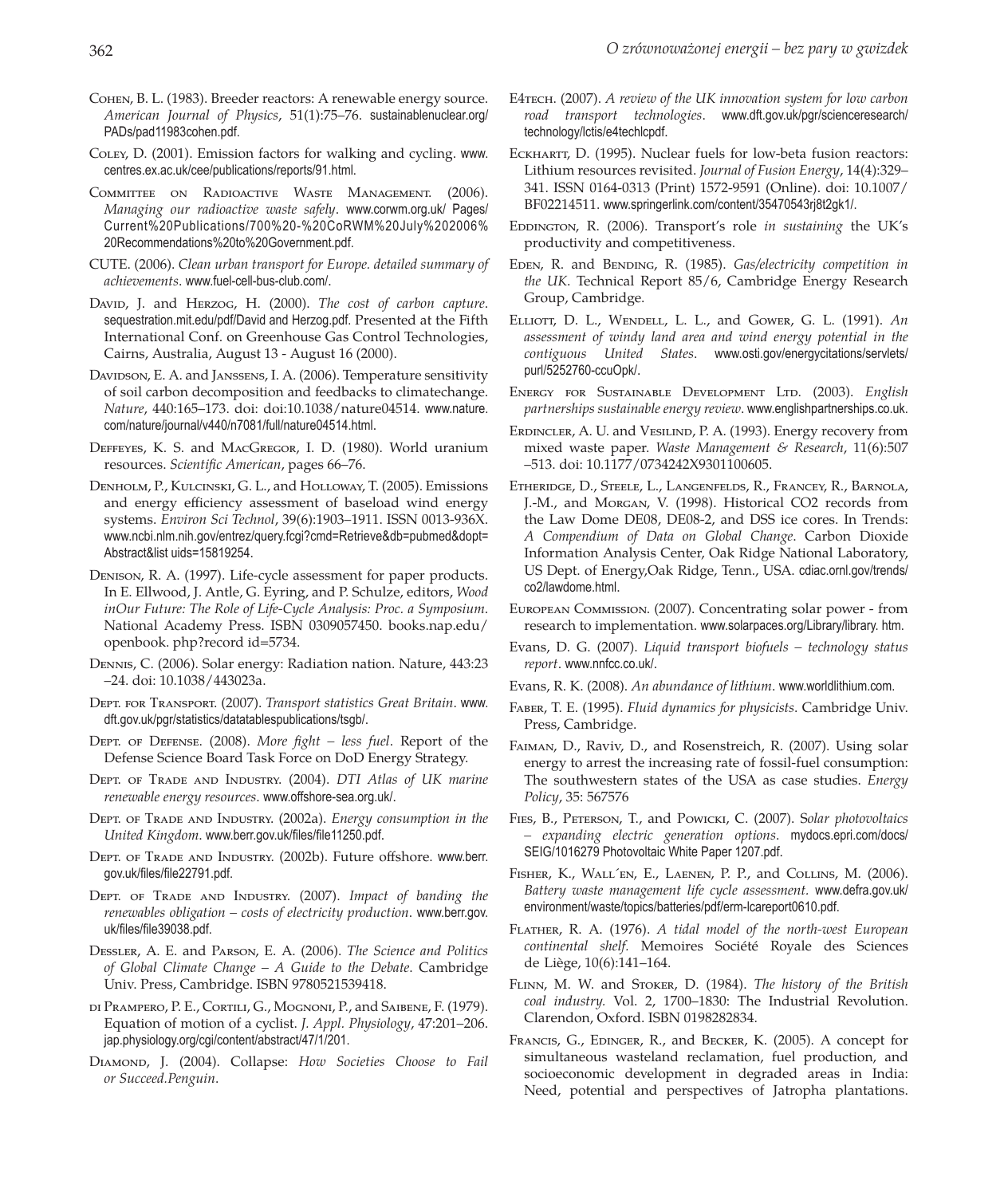Cohen, B. L. (1983). Breeder reactors: A renewable energy source. *American Journal of Physics*, 51(1):75–76. sustainablenuclear.org/PADs/pad11983cohen.pdf.

Coley, D. (2001). Emission factors for walking and cycling. www.centres.ex.ac.uk/cee/publications/reports/91.html.

Committee on Radioactive Waste Management. (2006). *Managing our radioactive waste safely*. www.corwm.org.uk/ Pages/Current%20Publications/700%20-%20CoRWM%20July%202006%20Recommendations%20to%20Government.pdf.

CUTE. (2006). *Clean urban transport for Europe. detailed summary of achievements*. www.fuel-cell-bus-club.com/.

David, J. and Herzog, H. (2000). *The cost of carbon capture*. sequestration.mit.edu/pdf/David and Herzog.pdf. Presented at the Fifth International Conf. on Greenhouse Gas Control Technologies, Cairns, Australia, August 13 - August 16 (2000).

Davidson, E. A. and Janssens, I. A. (2006). Temperature sensitivity of soil carbon decomposition and feedbacks to climatechange. *Nature*, 440:165–173. doi: doi:10.1038/nature04514. www.nature.com/nature/journal/v440/n7081/full/nature04514.html.

Deffeyes, K. S. and MacGregor, I. D. (1980). World uranium resources. *Scientific American*, pages 66–76.

Denholm, P., Kulcinski, G. L., and Holloway, T. (2005). Emissions and energy efficiency assessment of baseload wind energy systems. *Environ Sci Technol*, 39(6):1903–1911. ISSN 0013-936X. www.ncbi.nlm.nih.gov/entrez/query.fcgi?cmd=Retrieve&db=pubmed&dopt=Abstract&list uids=15819254.

Denison, R. A. (1997). Life-cycle assessment for paper products. In E. Ellwood, J. Antle, G. Eyring, and P. Schulze, editors, *Wood inOur Future: The Role of Life-Cycle Analysis: Proc. a Symposium*. National Academy Press. ISBN 0309057450. books.nap.edu/openbook. php?record id=5734.

Dennis, C. (2006). Solar energy: Radiation nation. Nature, 443:23–24. doi: 10.1038/443023a.

Dept. for Transport. (2007). *Transport statistics Great Britain*. www.dft.gov.uk/pgr/statistics/datatablespublications/tsgb/.

Dept. of Defense. (2008). *More fight – less fuel*. Report of the Defense Science Board Task Force on DoD Energy Strategy.

Dept. of Trade and Industry. (2004). *DTI Atlas of UK marine renewable energy resources*. www.offshore-sea.org.uk/.

Dept. of Trade and Industry. (2002a). *Energy consumption in the United Kingdom*. www.berr.gov.uk/files/file11250.pdf.

Dept. of Trade and Industry. (2002b). Future offshore. www.berr.gov.uk/files/file22791.pdf.

Dept. of Trade and Industry. (2007). *Impact of banding the renewables obligation – costs of electricity production*. www.berr.gov.uk/files/file39038.pdf.

Dessler, A. E. and Parson, E. A. (2006). *The Science and Politics of Global Climate Change – A Guide to the Debate*. Cambridge Univ. Press, Cambridge. ISBN 9780521539418.

di Prampero, P. E., Cortili, G., Mognoni, P., and Saibene, F. (1979). Equation of motion of a cyclist. *J. Appl. Physiology*, 47:201–206. jap.physiology.org/cgi/content/abstract/47/1/201.

Diamond, J. (2004). Collapse: *How Societies Choose to Fail or Succeed.Penguin*.

E4tech. (2007). *A review of the UK innovation system for low carbon road transport technologies*. www.dft.gov.uk/pgr/scienceresearch/technology/lctis/e4techlcpdf.

Eckhartt, D. (1995). Nuclear fuels for low-beta fusion reactors: Lithium resources revisited. *Journal of Fusion Energy*, 14(4):329–341. ISSN 0164-0313 (Print) 1572-9591 (Online). doi: 10.1007/BF02214511. www.springerlink.com/content/35470543rj8t2gk1/.

Eddington, R. (2006). Transport's role *in sustaining* the UK's productivity and competitiveness.

Eden, R. and Bending, R. (1985). *Gas/electricity competition in the UK*. Technical Report 85/6, Cambridge Energy Research Group, Cambridge.

Elliott, D. L., Wendell, L. L., and Gower, G. L. (1991). *An assessment of windy land area and wind energy potential in the contiguous United States*. www.osti.gov/energycitations/servlets/purl/5252760-ccuOpk/.

Energy for Sustainable Development Ltd. (2003). *English partnerships sustainable energy review*. www.englishpartnerships.co.uk.

Erdincler, A. U. and Vesilind, P. A. (1993). Energy recovery from mixed waste paper. *Waste Management & Research*, 11(6):507–513. doi: 10.1177/0734242X9301100605.

Etheridge, D., Steele, L., Langenfelds, R., Francey, R., Barnola, J.-M., and Morgan, V. (1998). Historical CO2 records from the Law Dome DE08, DE08-2, and DSS ice cores. In Trends: *A Compendium of Data on Global Change*. Carbon Dioxide Information Analysis Center, Oak Ridge National Laboratory, US Dept. of Energy,Oak Ridge, Tenn., USA. cdiac.ornl.gov/trends/co2/lawdome.html.

European Commission. (2007). Concentrating solar power - from research to implementation. www.solarpaces.org/Library/library. htm.

Evans, D. G. (2007). *Liquid transport biofuels – technology status report*. www.nnfcc.co.uk/.

Evans, R. K. (2008). *An abundance of lithium*. www.worldlithium.com.

Faber, T. E. (1995). *Fluid dynamics for physicists*. Cambridge Univ. Press, Cambridge.

Faiman, D., Raviv, D., and Rosenstreich, R. (2007). Using solar energy to arrest the increasing rate of fossil-fuel consumption: The southwestern states of the USA as case studies. *Energy Policy*, 35: 567576

Fies, B., Peterson, T., and Powicki, C. (2007). *Solar photovoltaics – expanding electric generation options*. mydocs.epri.com/docs/SEIG/1016279 Photovoltaic White Paper 1207.pdf.

Fisher, K., Wall´en, E., Laenen, P. P., and Collins, M. (2006). *Battery waste management life cycle assessment*. www.defra.gov.uk/environment/waste/topics/batteries/pdf/erm-lcareport0610.pdf.

Flather, R. A. (1976). *A tidal model of the north-west European continental shelf*. Memoires Société Royale des Sciences de Liège, 10(6):141–164.

Flinn, M. W. and Stoker, D. (1984). *The history of the British coal industry*. Vol. 2, 1700–1830: The Industrial Revolution. Clarendon, Oxford. ISBN 0198282834.

Francis, G., Edinger, R., and Becker, K. (2005). A concept for simultaneous wasteland reclamation, fuel production, and socioeconomic development in degraded areas in India: Need, potential and perspectives of Jatropha plantations.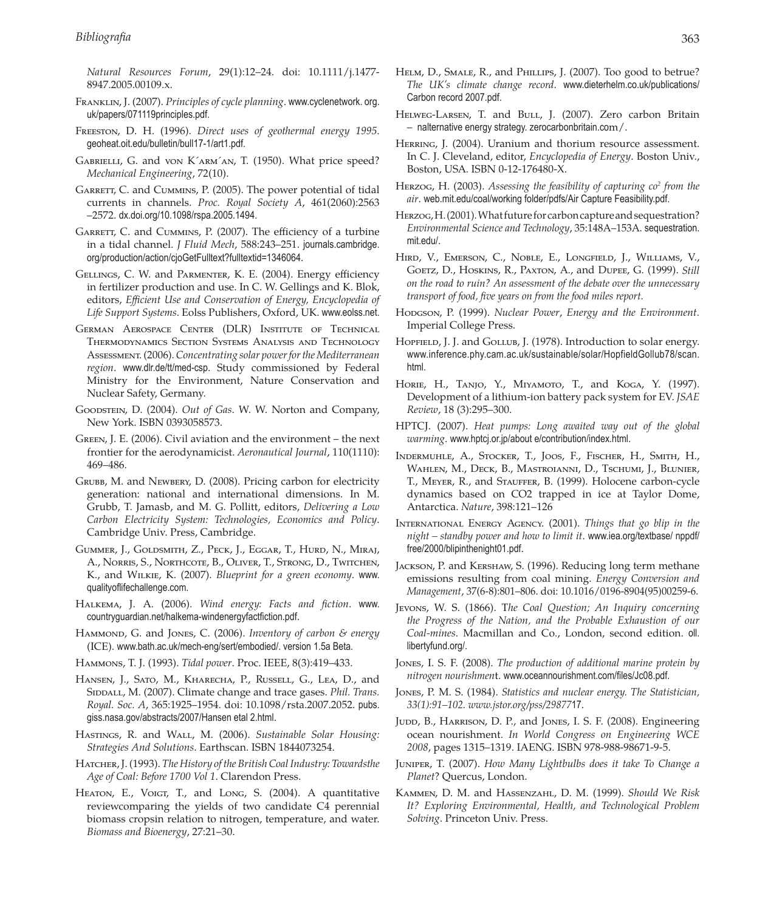*Natural Resources Forum*, 29(1):12–24. doi: 10.1111/j.1477-8947.2005.00109.x.

Franklin, J. (2007). *Principles of cycle planning*. www.cyclenetwork. org.uk/papers/071119principles.pdf.

Freeston, D. H. (1996). *Direct uses of geothermal energy 1995.* geoheat.oit.edu/bulletin/bull17-1/art1.pdf.

Gabrielli, G. and von K´arm´an, T. (1950). What price speed? *Mechanical Engineering*, 72(10).

Garrett, C. and Cummins, P. (2005). The power potential of tidal currents in channels. *Proc. Royal Society A*, 461(2060):2563 –2572. dx.doi.org/10.1098/rspa.2005.1494.

Garrett, C. and Cummins, P. (2007). The efficiency of a turbine in a tidal channel. *J Fluid Mech*, 588:243–251. journals.cambridge.org/production/action/cjoGetFulltext?fulltextid=1346064.

Gellings, C. W. and Parmenter, K. E. (2004). Energy efficiency in fertilizer production and use. In C. W. Gellings and K. Blok, editors, *Efficient Use and Conservation of Energy, Encyclopedia of Life Support Systems*. Eolss Publishers, Oxford, UK. www.eolss.net.

German Aerospace Center (DLR) Institute of Technical Thermodynamics Section Systems Analysis and Technology Assessment. (2006). *Concentrating solar power for the Mediterranean region*. www.dlr.de/tt/med-csp. Study commissioned by Federal Ministry for the Environment, Nature Conservation and Nuclear Safety, Germany.

Goodstein, D. (2004). *Out of Gas*. W. W. Norton and Company, New York. ISBN 0393058573.

Green, J. E. (2006). Civil aviation and the environment – the next frontier for the aerodynamicist. *Aeronautical Journal*, 110(1110): 469–486.

Grubb, M. and Newbery, D. (2008). Pricing carbon for electricity generation: national and international dimensions. In M. Grubb, T. Jamasb, and M. G. Pollitt, editors, *Delivering a Low Carbon Electricity System: Technologies, Economics and Policy*. Cambridge Univ. Press, Cambridge.

Gummer, J., Goldsmith, Z., Peck, J., Eggar, T., Hurd, N., Miraj, A., Norris, S., Northcote, B., Oliver, T., Strong, D., Twitchen, K., and Wilkie, K. (2007). *Blueprint for a green economy*. www.qualityoflifechallenge.com.

Halkema, J. A. (2006). *Wind energy: Facts and fiction*. www.countryguardian.net/halkema-windenergyfactfiction.pdf.

Hammond, G. and Jones, C. (2006). *Inventory of carbon & energy* (ICE). www.bath.ac.uk/mech-eng/sert/embodied/. version 1.5a Beta.

Hammons, T. J. (1993). *Tidal power*. Proc. IEEE, 8(3):419–433.

Hansen, J., Sato, M., Kharecha, P., Russell, G., Lea, D., and Siddall, M. (2007). Climate change and trace gases. *Phil. Trans. Royal. Soc. A*, 365:1925–1954. doi: 10.1098/rsta.2007.2052. pubs.giss.nasa.gov/abstracts/2007/Hansen etal 2.html.

Hastings, R. and Wall, M. (2006). *Sustainable Solar Housing: Strategies And Solutions*. Earthscan. ISBN 1844073254.

Hatcher, J. (1993). *The History of the British Coal Industry: Towardsthe Age of Coal: Before 1700 Vol 1*. Clarendon Press.

Heaton, E., Voigt, T., and Long, S. (2004). A quantitative reviewcomparing the yields of two candidate C4 perennial biomass cropsin relation to nitrogen, temperature, and water. *Biomass and Bioenergy*, 27:21–30.

Helm, D., Smale, R., and Phillips, J. (2007). Too good to betrue? *The UK's climate change record*. www.dieterhelm.co.uk/publications/Carbon record 2007.pdf.

Helweg-Larsen, T. and Bull, J. (2007). Zero carbon Britain – nalternative energy strategy. zerocarbonbritain.com/.

Herring, J. (2004). Uranium and thorium resource assessment. In C. J. Cleveland, editor, *Encyclopedia of Energy*. Boston Univ., Boston, USA. ISBN 0-12-176480-X.

Herzog, H. (2003). *Assessing the feasibility of capturing co² from the air*. web.mit.edu/coal/working folder/pdfs/Air Capture Feasibility.pdf.

Herzog, H. (2001). What future for carbon capture and sequestration? *Environmental Science and Technology*, 35:148A–153A. sequestration.mit.edu/.

Hird, V., Emerson, C., Noble, E., Longfield, J., Williams, V., Goetz, D., Hoskins, R., Paxton, A., and Dupee, G. (1999). *Still on the road to ruin? An assessment of the debate over the unnecessary transport of food, five years on from the food miles report.*

Hodgson, P. (1999). *Nuclear Power, Energy and the Environment.* Imperial College Press.

Hopfield, J. J. and Gollub, J. (1978). Introduction to solar energy. www.inference.phy.cam.ac.uk/sustainable/solar/HopfieldGollub78/scan.html.

Horie, H., Tanjo, Y., Miyamoto, T., and Koga, Y. (1997). Development of a lithium-ion battery pack system for EV. *JSAE Review*, 18 (3):295–300.

HPTCJ. (2007). *Heat pumps: Long awaited way out of the global warming*. www.hptcj.or.jp/about e/contribution/index.html.

Indermuhle, A., Stocker, T., Joos, F., Fischer, H., Smith, H., Wahlen, M., Deck, B., Mastroianni, D., Tschumi, J., Blunier, T., Meyer, R., and Stauffer, B. (1999). Holocene carbon-cycle dynamics based on CO2 trapped in ice at Taylor Dome, Antarctica. *Nature*, 398:121–126

International Energy Agency. (2001). *Things that go blip in the night – standby power and how to limit it*. www.iea.org/textbase/ nppdf/free/2000/blipinthenight01.pdf.

Jackson, P. and Kershaw, S. (1996). Reducing long term methane emissions resulting from coal mining. *Energy Conversion and Management*, 37(6-8):801–806. doi: 10.1016/0196-8904(95)00259-6.

Jevons, W. S. (1866). T*he Coal Question; An Inquiry concerning the Progress of the Nation, and the Probable Exhaustion of our Coal-mines*. Macmillan and Co., London, second edition. oll.libertyfund.org/.

Jones, I. S. F. (2008). *The production of additional marine protein by nitrogen nourishmen*t. www.oceannourishment.com/files/Jc08.pdf.

Jones, P. M. S. (1984). *Statistics and nuclear energy. The Statistician, 33(1):91–102. www.jstor.org/pss/2987*717.

Judd, B., Harrison, D. P., and Jones, I. S. F. (2008). Engineering ocean nourishment. *In World Congress on Engineering WCE 2008*, pages 1315–1319. IAENG. ISBN 978-988-98671-9-5.

Juniper, T. (2007). *How Many Lightbulbs does it take To Change a Planet*? Quercus, London.

Kammen, D. M. and Hassenzahl, D. M. (1999). *Should We Risk It? Exploring Environmental, Health, and Technological Problem Solving*. Princeton Univ. Press.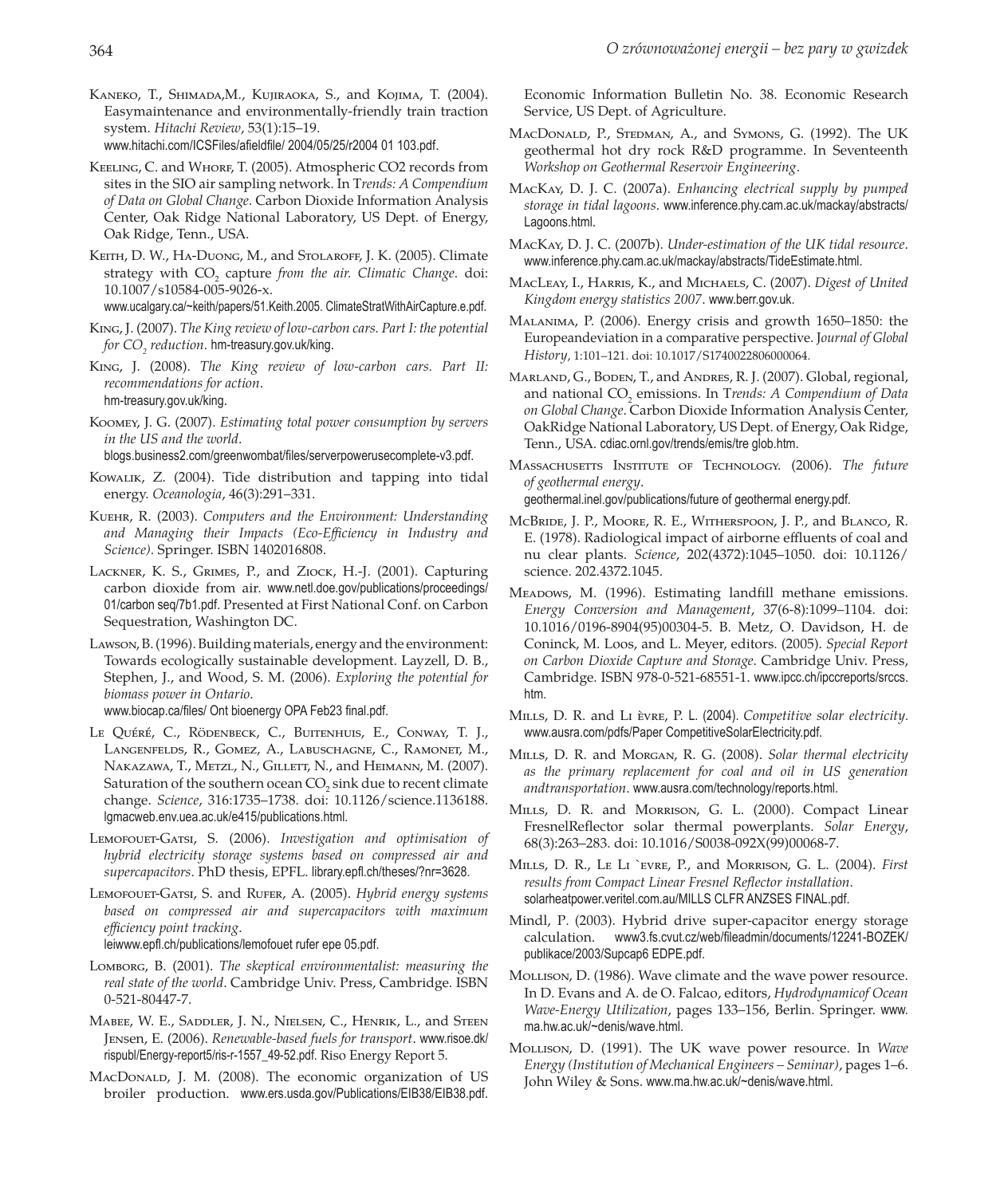Kaneko, T., Shimada, M., Kujiraoka, S., and Kojima, T. (2004). Easymaintenance and environmentally-friendly train traction system. *Hitachi Review*, 53(1):15–19. www.hitachi.com/ICSFiles/afieldfile/ 2004/05/25/r2004 01 103.pdf.

Keeling, C. and Whorf, T. (2005). Atmospheric CO2 records from sites in the SIO air sampling network. In T*rends: A Compendium of Data on Global Change*. Carbon Dioxide Information Analysis Center, Oak Ridge National Laboratory, US Dept. of Energy, Oak Ridge, Tenn., USA.

Keith, D. W., Ha-Duong, M., and Stolaroff, J. K. (2005). Climate strategy with $CO_2$ capture *from the air. Climatic Change*. doi: 10.1007/s10584-005-9026-x. www.ucalgary.ca/~keith/papers/51.Keith.2005. ClimateStratWithAirCapture.e.pdf.

King, J. (2007). *The King review of low-carbon cars. Part I: the potential for $CO_2$ reduction*. hm-treasury.gov.uk/king.

King, J. (2008). *The King review of low-carbon cars. Part II: recommendations for action*. hm-treasury.gov.uk/king.

Koomey, J. G. (2007). *Estimating total power consumption by servers in the US and the world*. blogs.business2.com/greenwombat/files/serverpowerusecomplete-v3.pdf.

Kowalik, Z. (2004). Tide distribution and tapping into tidal energy. *Oceanologia*, 46(3):291–331.

Kuehr, R. (2003). *Computers and the Environment: Understanding and Managing their Impacts (Eco-Efficiency in Industry and Science)*. Springer. ISBN 1402016808.

Lackner, K. S., Grimes, P., and Ziock, H.-J. (2001). Capturing carbon dioxide from air. www.netl.doe.gov/publications/proceedings/01/carbon seq/7b1.pdf. Presented at First National Conf. on Carbon Sequestration, Washington DC.

Lawson, B. (1996). Building materials, energy and the environment: Towards ecologically sustainable development. Layzell, D. B., Stephen, J., and Wood, S. M. (2006). *Exploring the potential for biomass power in Ontario*. www.biocap.ca/files/ Ont bioenergy OPA Feb23 final.pdf.

Le Quéré, C., Rödenbeck, C., Buitenhuis, E., Conway, T. J., Langenfelds, R., Gomez, A., Labuschagne, C., Ramonet, M., Nakazawa, T., Metzl, N., Gillett, N., and Heimann, M. (2007). Saturation of the southern ocean $CO_2$ sink due to recent climate change. *Science*, 316:1735–1738. doi: 10.1126/science.1136188. lgmacweb.env.uea.ac.uk/e415/publications.html.

Lemofouet-Gatsi, S. (2006). *Investigation and optimisation of hybrid electricity storage systems based on compressed air and supercapacitors*. PhD thesis, EPFL. library.epfl.ch/theses/?nr=3628.

Lemofouet-Gatsi, S. and Rufer, A. (2005). *Hybrid energy systems based on compressed air and supercapacitors with maximum efficiency point tracking*. leiwww.epfl.ch/publications/lemofouet rufer epe 05.pdf.

Lomborg, B. (2001). *The skeptical environmentalist: measuring the real state of the world*. Cambridge Univ. Press, Cambridge. ISBN 0-521-80447-7.

Mabee, W. E., Saddler, J. N., Nielsen, C., Henrik, L., and Steen Jensen, E. (2006). *Renewable-based fuels for transport*. www.risoe.dk/rispubl/Energy-report5/ris-r-1557_49-52.pdf. Riso Energy Report 5.

MacDonald, J. M. (2008). The economic organization of US broiler production. www.ers.usda.gov/Publications/EIB38/EIB38.pdf. Economic Information Bulletin No. 38. Economic Research Service, US Dept. of Agriculture.

MacDonald, P., Stedman, A., and Symons, G. (1992). The UK geothermal hot dry rock R&D programme. In Seventeenth *Workshop on Geothermal Reservoir Engineering*.

MacKay, D. J. C. (2007a). *Enhancing electrical supply by pumped storage in tidal lagoons*. www.inference.phy.cam.ac.uk/mackay/abstracts/Lagoons.html.

MacKay, D. J. C. (2007b). *Under-estimation of the UK tidal resource*. www.inference.phy.cam.ac.uk/mackay/abstracts/TideEstimate.html.

MacLeay, I., Harris, K., and Michaels, C. (2007). *Digest of United Kingdom energy statistics 2007*. www.berr.gov.uk.

Malanima, P. (2006). Energy crisis and growth 1650–1850: the Europeandeviation in a comparative perspective. J*ournal of Global History*, 1:101–121. doi: 10.1017/S1740022806000064.

Marland, G., Boden, T., and Andres, R. J. (2007). Global, regional, and national $CO_2$ emissions. In T*rends: A Compendium of Data on Global Change*. Carbon Dioxide Information Analysis Center, OakRidge National Laboratory, US Dept. of Energy, Oak Ridge, Tenn., USA. cdiac.ornl.gov/trends/emis/tre glob.htm.

Massachusetts Institute of Technology. (2006). *The future of geothermal energy*. geothermal.inel.gov/publications/future of geothermal energy.pdf.

McBride, J. P., Moore, R. E., Witherspoon, J. P., and Blanco, R. E. (1978). Radiological impact of airborne effluents of coal and nu clear plants. *Science*, 202(4372):1045–1050. doi: 10.1126/science. 202.4372.1045.

Meadows, M. (1996). Estimating landfill methane emissions. *Energy Conversion and Management*, 37(6-8):1099–1104. doi: 10.1016/0196-8904(95)00304-5. B. Metz, O. Davidson, H. de Coninck, M. Loos, and L. Meyer, editors. (2005). *Special Report on Carbon Dioxide Capture and Storage*. Cambridge Univ. Press, Cambridge. ISBN 978-0-521-68551-1. www.ipcc.ch/ipccreports/srccs.htm.

Mills, D. R. and Li èvre, P. L. (2004). *Competitive solar electricity*. www.ausra.com/pdfs/Paper CompetitiveSolarElectricity.pdf.

Mills, D. R. and Morgan, R. G. (2008). *Solar thermal electricity as the primary replacement for coal and oil in US generation andtransportation*. www.ausra.com/technology/reports.html.

Mills, D. R. and Morrison, G. L. (2000). Compact Linear FresnelReflector solar thermal powerplants. *Solar Energy*, 68(3):263–283. doi: 10.1016/S0038-092X(99)00068-7.

Mills, D. R., Le Li `evre, P., and Morrison, G. L. (2004). *First results from Compact Linear Fresnel Reflector installation*. solarheatpower.veritel.com.au/MILLS CLFR ANZSES FINAL.pdf.

Mindl, P. (2003). Hybrid drive super-capacitor energy storage calculation. www3.fs.cvut.cz/web/fileadmin/documents/12241-BOZEK/publikace/2003/Supcap6 EDPE.pdf.

Mollison, D. (1986). Wave climate and the wave power resource. In D. Evans and A. de O. Falcao, editors, *Hydrodynamicof Ocean Wave-Energy Utilization*, pages 133–156, Berlin. Springer. www.ma.hw.ac.uk/~denis/wave.html.

Mollison, D. (1991). The UK wave power resource. In *Wave Energy (Institution of Mechanical Engineers – Seminar)*, pages 1–6. John Wiley & Sons. www.ma.hw.ac.uk/~denis/wave.html.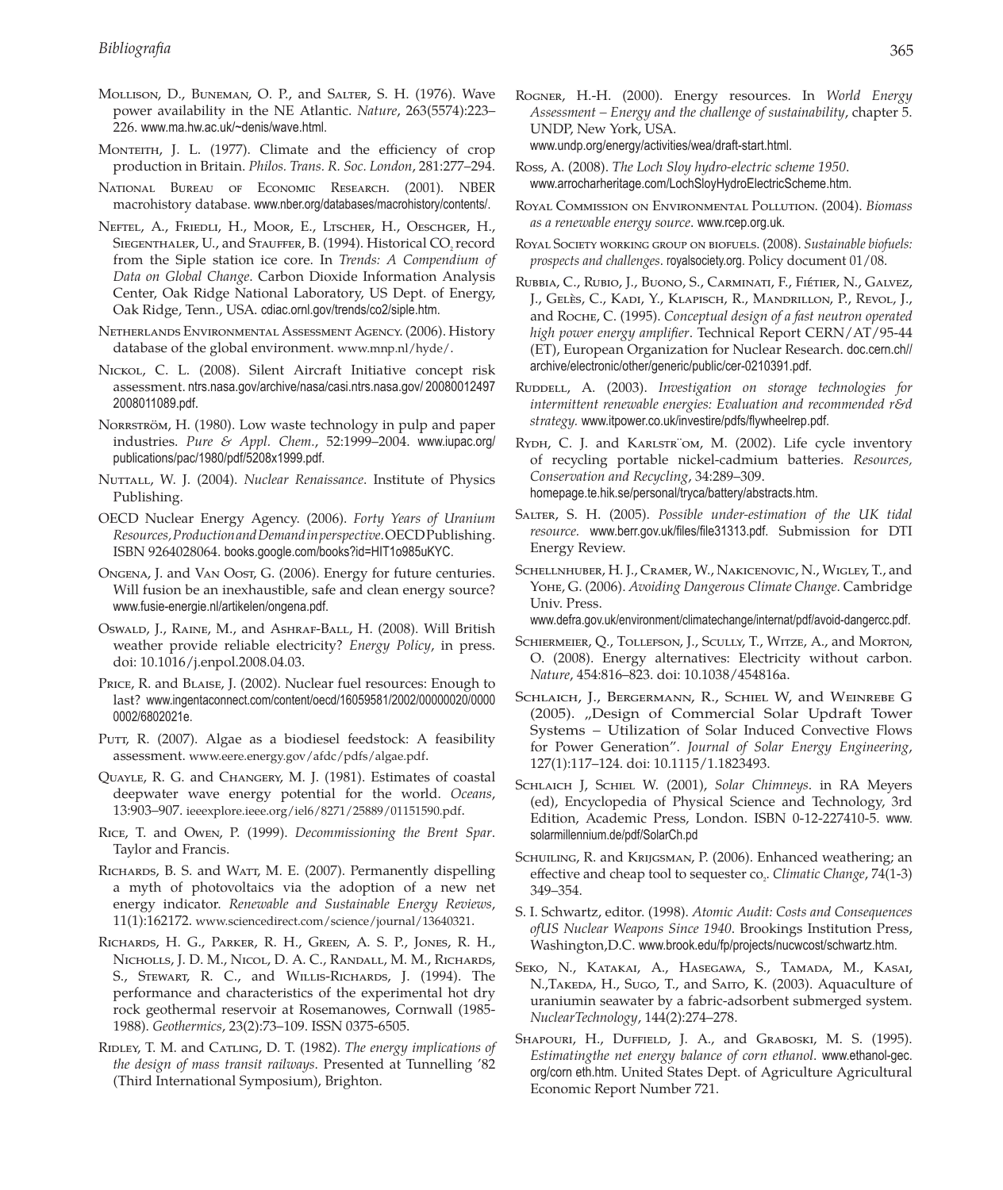Mollison, D., Buneman, O. P., and Salter, S. H. (1976). Wave power availability in the NE Atlantic. *Nature*, 263(5574):223–226. www.ma.hw.ac.uk/~denis/wave.html.

Monteith, J. L. (1977). Climate and the efficiency of crop production in Britain. *Philos. Trans. R. Soc. London*, 281:277–294.

National Bureau of Economic Research. (2001). NBER macrohistory database. www.nber.org/databases/macrohistory/contents/.

Neftel, A., Friedli, H., Moor, E., Ltscher, H., Oeschger, H., Siegenthaler, U., and Stauffer, B. (1994). Historical $CO_2$ record from the Siple station ice core. In *Trends: A Compendium of Data on Global Change*. Carbon Dioxide Information Analysis Center, Oak Ridge National Laboratory, US Dept. of Energy, Oak Ridge, Tenn., USA. cdiac.ornl.gov/trends/co2/siple.htm.

Netherlands Environmental Assessment Agency. (2006). History database of the global environment. www.mnp.nl/hyde/.

Nickol, C. L. (2008). Silent Aircraft Initiative concept risk assessment. ntrs.nasa.gov/archive/nasa/casi.ntrs.nasa.gov/ 20080012497 2008011089.pdf.

Norrström, H. (1980). Low waste technology in pulp and paper industries. *Pure & Appl. Chem.*, 52:1999–2004. www.iupac.org/ publications/pac/1980/pdf/5208x1999.pdf.

Nuttall, W. J. (2004). *Nuclear Renaissance*. Institute of Physics Publishing.

OECD Nuclear Energy Agency. (2006). *Forty Years of Uranium Resources, Production and Demand in perspective*. OECD Publishing. ISBN 9264028064. books.google.com/books?id=HIT1o985uKYC.

Ongena, J. and Van Oost, G. (2006). Energy for future centuries. Will fusion be an inexhaustible, safe and clean energy source? www.fusie-energie.nl/artikelen/ongena.pdf.

Oswald, J., Raine, M., and Ashraf-Ball, H. (2008). Will British weather provide reliable electricity? *Energy Policy*, in press. doi: 10.1016/j.enpol.2008.04.03.

Price, R. and Blaise, J. (2002). Nuclear fuel resources: Enough to last? www.ingentaconnect.com/content/oecd/16059581/2002/00000020/0000 0002/6802021e.

Putt, R. (2007). Algae as a biodiesel feedstock: A feasibility assessment. www.eere.energy.gov/afdc/pdfs/algae.pdf.

Quayle, R. G. and Changery, M. J. (1981). Estimates of coastal deepwater wave energy potential for the world. *Oceans*, 13:903–907. ieeexplore.ieee.org/iel6/8271/25889/01151590.pdf.

Rice, T. and Owen, P. (1999). *Decommissioning the Brent Spar*. Taylor and Francis.

Richards, B. S. and Watt, M. E. (2007). Permanently dispelling a myth of photovoltaics via the adoption of a new net energy indicator. *Renewable and Sustainable Energy Reviews*, 11(1):162172. www.sciencedirect.com/science/journal/13640321.

Richards, H. G., Parker, R. H., Green, A. S. P., Jones, R. H., Nicholls, J. D. M., Nicol, D. A. C., Randall, M. M., Richards, S., Stewart, R. C., and Willis-Richards, J. (1994). The performance and characteristics of the experimental hot dry rock geothermal reservoir at Rosemanowes, Cornwall (1985-1988). *Geothermics*, 23(2):73–109. ISSN 0375-6505.

Ridley, T. M. and Catling, D. T. (1982). *The energy implications of the design of mass transit railways*. Presented at Tunnelling '82 (Third International Symposium), Brighton.

Rogner, H.-H. (2000). Energy resources. In *World Energy Assessment – Energy and the challenge of sustainability*, chapter 5. UNDP, New York, USA. www.undp.org/energy/activities/wea/draft-start.html.

Ross, A. (2008). *The Loch Sloy hydro-electric scheme 1950*. www.arrocharheritage.com/LochSloyHydroElectricScheme.htm.

Royal Commission on Environmental Pollution. (2004). *Biomass as a renewable energy source*. www.rcep.org.uk.

Royal Society working group on biofuels. (2008). *Sustainable biofuels: prospects and challenges*. royalsociety.org. Policy document 01/08.

Rubbia, C., Rubio, J., Buono, S., Carminati, F., Fiétier, N., Galvez, J., Gelès, C., Kadi, Y., Klapisch, R., Mandrillon, P., Revol, J., and Roche, C. (1995). *Conceptual design of a fast neutron operated high power energy amplifier*. Technical Report CERN/AT/95-44 (ET), European Organization for Nuclear Research. doc.cern.ch// archive/electronic/other/generic/public/cer-0210391.pdf.

Ruddell, A. (2003). *Investigation on storage technologies for intermittent renewable energies: Evaluation and recommended r&d strategy.* www.itpower.co.uk/investire/pdfs/flywheelrep.pdf.

Rydh, C. J. and Karlstr¨om, M. (2002). Life cycle inventory of recycling portable nickel-cadmium batteries. *Resources, Conservation and Recycling*, 34:289–309. homepage.te.hik.se/personal/tryca/battery/abstracts.htm.

Salter, S. H. (2005). *Possible under-estimation of the UK tidal resource.* www.berr.gov.uk/files/file31313.pdf. Submission for DTI Energy Review.

Schellnhuber, H. J., Cramer, W., Nakicenovic, N., Wigley, T., and Yohe, G. (2006). *Avoiding Dangerous Climate Change*. Cambridge Univ. Press. www.defra.gov.uk/environment/climatechange/internat/pdf/avoid-dangercc.pdf.

Schiermeier, Q., Tollefson, J., Scully, T., Witze, A., and Morton, O. (2008). Energy alternatives: Electricity without carbon. *Nature*, 454:816–823. doi: 10.1038/454816a.

Schlaich, J., Bergermann, R., Schiel W, and Weinrebe G (2005). „Design of Commercial Solar Updraft Tower Systems – Utilization of Solar Induced Convective Flows for Power Generation". *Journal of Solar Energy Engineering*, 127(1):117–124. doi: 10.1115/1.1823493.

Schlaich J, Schiel W. (2001), *Solar Chimneys*. in RA Meyers (ed), Encyclopedia of Physical Science and Technology, 3rd Edition, Academic Press, London. ISBN 0-12-227410-5. www. solarmillennium.de/pdf/SolarCh.pd

Schuiling, R. and Krijgsman, P. (2006). Enhanced weathering; an effective and cheap tool to sequester $co_2$. *Climatic Change*, 74(1-3) 349–354.

S. I. Schwartz, editor. (1998). *Atomic Audit: Costs and Consequences ofUS Nuclear Weapons Since 1940*. Brookings Institution Press, Washington,D.C. www.brook.edu/fp/projects/nucwcost/schwartz.htm.

Seko, N., Katakai, A., Hasegawa, S., Tamada, M., Kasai, N.,Takeda, H., Sugo, T., and Saito, K. (2003). Aquaculture of uraniumin seawater by a fabric-adsorbent submerged system. *NuclearTechnology*, 144(2):274–278.

Shapouri, H., Duffield, J. A., and Graboski, M. S. (1995). *Estimatingthe net energy balance of corn ethanol*. www.ethanol-gec. org/corn eth.htm. United States Dept. of Agriculture Agricultural Economic Report Number 721.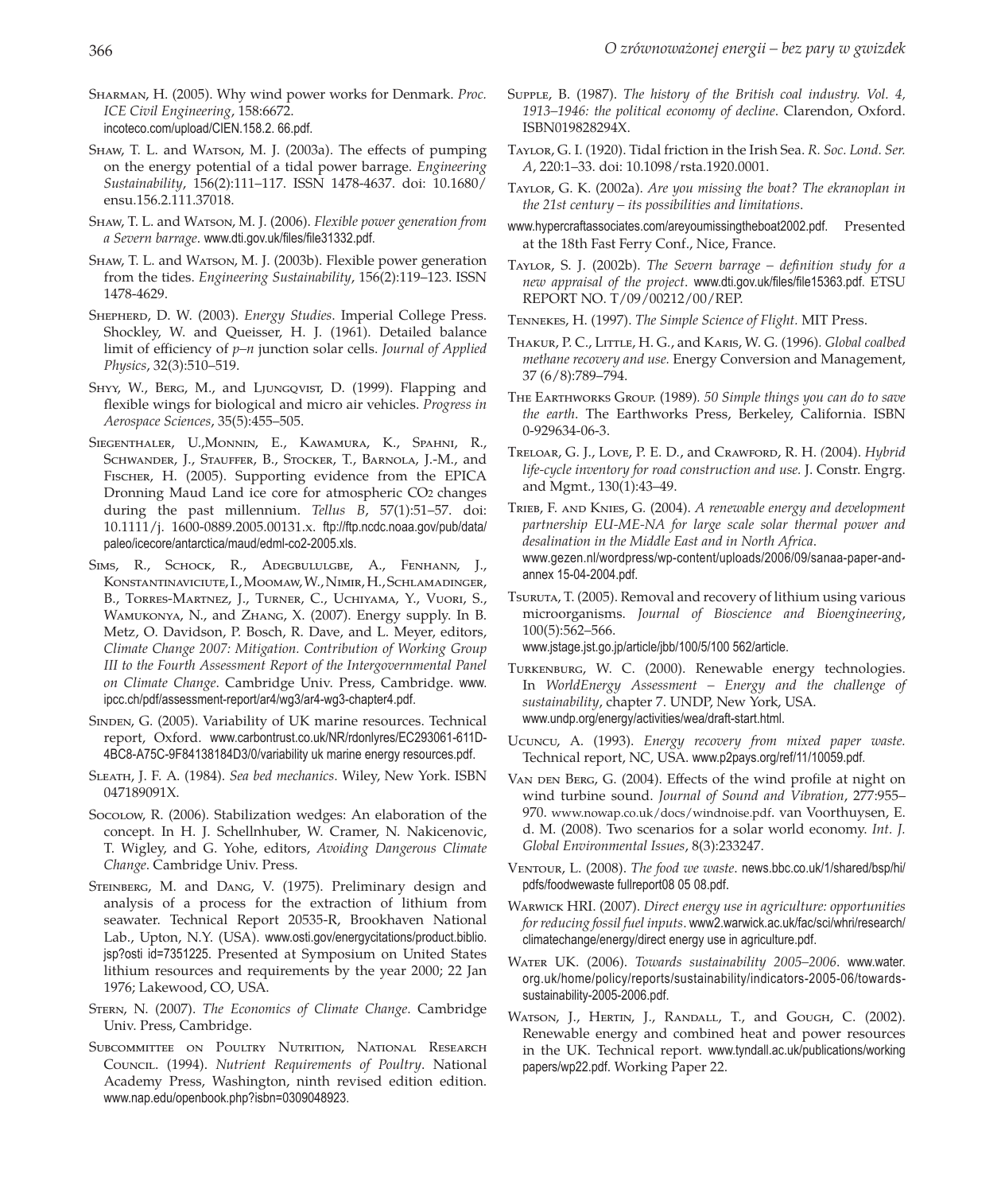Sharman, H. (2005). Why wind power works for Denmark. *Proc. ICE Civil Engineering*, 158:6672. incoteco.com/upload/CIEN.158.2. 66.pdf.

Shaw, T. L. and Watson, M. J. (2003a). The effects of pumping on the energy potential of a tidal power barrage. *Engineering Sustainability*, 156(2):111–117. ISSN 1478-4637. doi: 10.1680/ensu.156.2.111.37018.

Shaw, T. L. and Watson, M. J. (2006). *Flexible power generation from a Severn barrage*. www.dti.gov.uk/files/file31332.pdf.

Shaw, T. L. and Watson, M. J. (2003b). Flexible power generation from the tides. *Engineering Sustainability*, 156(2):119–123. ISSN 1478-4629.

Shepherd, D. W. (2003). *Energy Studies*. Imperial College Press. Shockley, W. and Queisser, H. J. (1961). Detailed balance limit of efficiency of *p–n* junction solar cells. *Journal of Applied Physics*, 32(3):510–519.

Shyy, W., Berg, M., and Ljungqvist, D. (1999). Flapping and flexible wings for biological and micro air vehicles. *Progress in Aerospace Sciences*, 35(5):455–505.

Siegenthaler, U.,Monnin, E., Kawamura, K., Spahni, R., Schwander, J., Stauffer, B., Stocker, T., Barnola, J.-M., and Fischer, H. (2005). Supporting evidence from the EPICA Dronning Maud Land ice core for atmospheric $CO_2$ changes during the past millennium. *Tellus B*, 57(1):51–57. doi: 10.1111/j. 1600-0889.2005.00131.x. ftp://ftp.ncdc.noaa.gov/pub/data/paleo/icecore/antarctica/maud/edml-co2-2005.xls.

Sims, R., Schock, R., Adegbululgbe, A., Fenhann, J., Konstantinaviciute, I., Moomaw, W., Nimir, H., Schlamadinger, B., Torres-Martnez, J., Turner, C., Uchiyama, Y., Vuori, S., Wamukonya, N., and Zhang, X. (2007). Energy supply. In B. Metz, O. Davidson, P. Bosch, R. Dave, and L. Meyer, editors, *Climate Change 2007: Mitigation. Contribution of Working Group III to the Fourth Assessment Report of the Intergovernmental Panel on Climate Change*. Cambridge Univ. Press, Cambridge. www.ipcc.ch/pdf/assessment-report/ar4/wg3/ar4-wg3-chapter4.pdf.

Sinden, G. (2005). Variability of UK marine resources. Technical report, Oxford. www.carbontrust.co.uk/NR/rdonlyres/EC293061-611D-4BC8-A75C-9F84138184D3/0/variability uk marine energy resources.pdf.

Sleath, J. F. A. (1984). *Sea bed mechanics*. Wiley, New York. ISBN 047189091X.

Socolow, R. (2006). Stabilization wedges: An elaboration of the concept. In H. J. Schellnhuber, W. Cramer, N. Nakicenovic, T. Wigley, and G. Yohe, editors, *Avoiding Dangerous Climate Change*. Cambridge Univ. Press.

Steinberg, M. and Dang, V. (1975). Preliminary design and analysis of a process for the extraction of lithium from seawater. Technical Report 20535-R, Brookhaven National Lab., Upton, N.Y. (USA). www.osti.gov/energycitations/product.biblio.jsp?osti id=7351225. Presented at Symposium on United States lithium resources and requirements by the year 2000; 22 Jan 1976; Lakewood, CO, USA.

Stern, N. (2007). *The Economics of Climate Change*. Cambridge Univ. Press, Cambridge.

Subcommittee on Poultry Nutrition, National Research Council. (1994). *Nutrient Requirements of Poultry*. National Academy Press, Washington, ninth revised edition edition. www.nap.edu/openbook.php?isbn=0309048923.

Supple, B. (1987). *The history of the British coal industry. Vol. 4, 1913–1946: the political economy of decline*. Clarendon, Oxford. ISBN019828294X.

Taylor, G. I. (1920). Tidal friction in the Irish Sea. *R. Soc. Lond. Ser. A*, 220:1–33. doi: 10.1098/rsta.1920.0001.

Taylor, G. K. (2002a). *Are you missing the boat? The ekranoplan in the 21st century – its possibilities and limitations*. www.hypercraftassociates.com/areyoumissingtheboat2002.pdf. Presented at the 18th Fast Ferry Conf., Nice, France.

Taylor, S. J. (2002b). *The Severn barrage – definition study for a new appraisal of the project*. www.dti.gov.uk/files/file15363.pdf. ETSU REPORT NO. T/09/00212/00/REP.

Tennekes, H. (1997). *The Simple Science of Flight*. MIT Press.

Thakur, P. C., Little, H. G., and Karis, W. G. (1996). *Global coalbed methane recovery and use.* Energy Conversion and Management, 37 (6/8):789–794.

The Earthworks Group. (1989). *50 Simple things you can do to save the earth*. The Earthworks Press, Berkeley, California. ISBN 0-929634-06-3.

Treloar, G. J., Love, P. E. D., and Crawford, R. H. (2004). *Hybrid life-cycle inventory for road construction and use.* J. Constr. Engrg. and Mgmt., 130(1):43–49.

Trieb, F. and Knies, G. (2004). *A renewable energy and development partnership EU-ME-NA for large scale solar thermal power and desalination in the Middle East and in North Africa*. www.gezen.nl/wordpress/wp-content/uploads/2006/09/sanaa-paper-and-annex 15-04-2004.pdf.

Tsuruta, T. (2005). Removal and recovery of lithium using various microorganisms. *Journal of Bioscience and Bioengineering*, 100(5):562–566. www.jstage.jst.go.jp/article/jbb/100/5/100 562/article.

Turkenburg, W. C. (2000). Renewable energy technologies. In *WorldEnergy Assessment – Energy and the challenge of sustainability*, chapter 7. UNDP, New York, USA. www.undp.org/energy/activities/wea/draft-start.html.

Ucuncu, A. (1993). *Energy recovery from mixed paper waste.* Technical report, NC, USA. www.p2pays.org/ref/11/10059.pdf.

Van den Berg, G. (2004). Effects of the wind profile at night on wind turbine sound. *Journal of Sound and Vibration*, 277:955–970. www.nowap.co.uk/docs/windnoise.pdf. van Voorthuysen, E. d. M. (2008). Two scenarios for a solar world economy. *Int. J. Global Environmental Issues*, 8(3):233247.

Ventour, L. (2008). *The food we waste*. news.bbc.co.uk/1/shared/bsp/hi/pdfs/foodwewaste fullreport08 05 08.pdf.

Warwick HRI. (2007). *Direct energy use in agriculture: opportunities for reducing fossil fuel inputs*. www2.warwick.ac.uk/fac/sci/whri/research/climatechange/energy/direct energy use in agriculture.pdf.

Water UK. (2006). *Towards sustainability 2005–2006*. www.water.org.uk/home/policy/reports/sustainability/indicators-2005-06/towards-sustainability-2005-2006.pdf.

Watson, J., Hertin, J., Randall, T., and Gough, C. (2002). Renewable energy and combined heat and power resources in the UK. Technical report. www.tyndall.ac.uk/publications/working papers/wp22.pdf. Working Paper 22.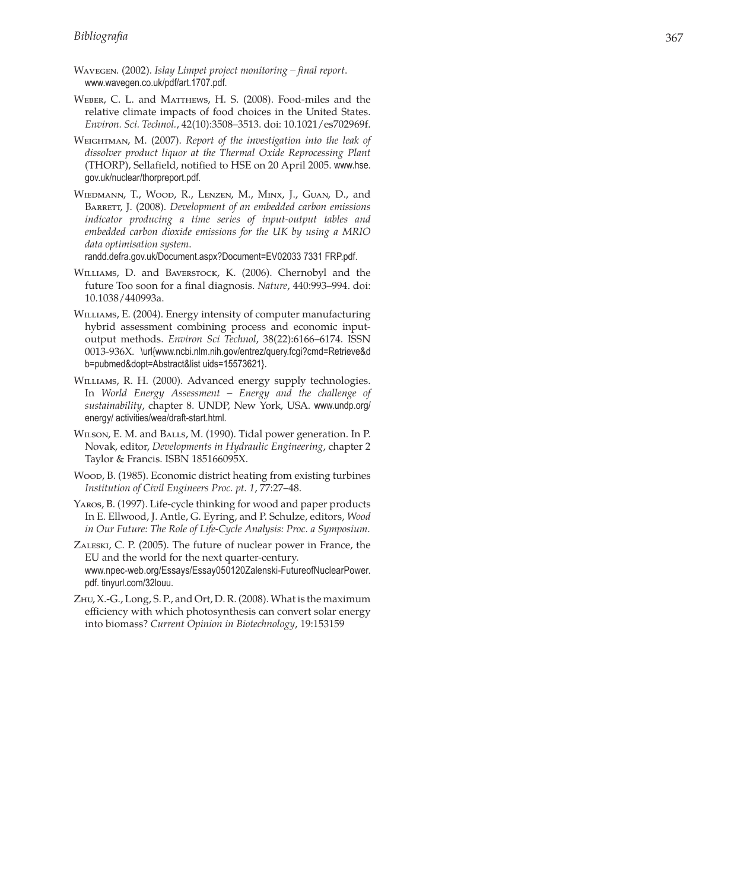Wavegen. (2002). *Islay Limpet project monitoring – final report*. www.wavegen.co.uk/pdf/art.1707.pdf.

Weber, C. L. and Matthews, H. S. (2008). Food-miles and the relative climate impacts of food choices in the United States. *Environ. Sci. Technol.*, 42(10):3508–3513. doi: 10.1021/es702969f.

Weightman, M. (2007). *Report of the investigation into the leak of dissolver product liquor at the Thermal Oxide Reprocessing Plant* (THORP), Sellafield, notified to HSE on 20 April 2005. www.hse.gov.uk/nuclear/thorpreport.pdf.

Wiedmann, T., Wood, R., Lenzen, M., Minx, J., Guan, D., and Barrett, J. (2008). *Development of an embedded carbon emissions indicator producing a time series of input-output tables and embedded carbon dioxide emissions for the UK by using a MRIO data optimisation system*. randd.defra.gov.uk/Document.aspx?Document=EV02033 7331 FRP.pdf.

Williams, D. and Baverstock, K. (2006). Chernobyl and the future Too soon for a final diagnosis. *Nature*, 440:993–994. doi: 10.1038/440993a.

Williams, E. (2004). Energy intensity of computer manufacturing hybrid assessment combining process and economic input-output methods. *Environ Sci Technol*, 38(22):6166–6174. ISSN 0013-936X. \url{www.ncbi.nlm.nih.gov/entrez/query.fcgi?cmd=Retrieve&db=pubmed&dopt=Abstract&list uids=15573621}.

Williams, R. H. (2000). Advanced energy supply technologies. In *World Energy Assessment – Energy and the challenge of sustainability*, chapter 8. UNDP, New York, USA. www.undp.org/energy/ activities/wea/draft-start.html.

Wilson, E. M. and Balls, M. (1990). Tidal power generation. In P. Novak, editor, *Developments in Hydraulic Engineering*, chapter 2 Taylor & Francis. ISBN 185166095X.

Wood, B. (1985). Economic district heating from existing turbines *Institution of Civil Engineers Proc. pt. 1*, 77:27–48.

Yaros, B. (1997). Life-cycle thinking for wood and paper products In E. Ellwood, J. Antle, G. Eyring, and P. Schulze, editors, *Wood in Our Future: The Role of Life-Cycle Analysis: Proc. a Symposium*.

Zaleski, C. P. (2005). The future of nuclear power in France, the EU and the world for the next quarter-century. www.npec-web.org/Essays/Essay050120Zalenski-FutureofNuclearPower.pdf. tinyurl.com/32louu.

Zhu, X.-G., Long, S. P., and Ort, D. R. (2008). What is the maximum efficiency with which photosynthesis can convert solar energy into biomass? *Current Opinion in Biotechnology*, 19:153159